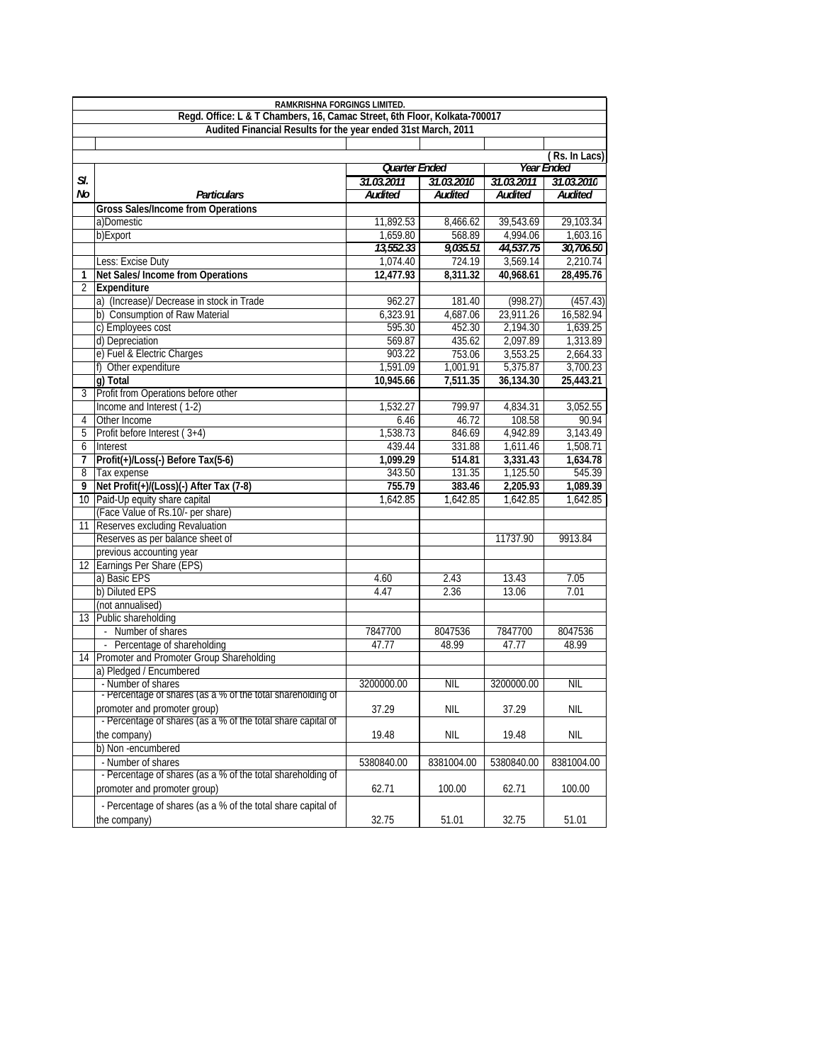**RAMKRISHNA FORGINGS LIMITED.**

**Regd. Office: L & T Chambers, 16, Camac Street, 6th Floor, Kolkata-700017**

**Audited Financial Results for the year ended 31st March, 2011**

( Rs. In Lacs)

| Sl. No | Particulars | Quarter Ended | | Year Ended | |
|---|---|---|---|---|---|
| | | 31.03.2011 | 31.03.2010 | 31.03.2011 | 31.03.2010 |
| | | Audited | Audited | Audited | Audited |
| | **Gross Sales/Income from Operations** | | | | |
| | a)Domestic | 11,892.53 | 8,466.62 | 39,543.69 | 29,103.34 |
| | b)Export | 1,659.80 | 568.89 | 4,994.06 | 1,603.16 |
| | | 13,552.33 | 9,035.51 | 44,537.75 | 30,706.50 |
| | Less: Excise Duty | 1,074.40 | 724.19 | 3,569.14 | 2,210.74 |
| 1 | **Net Sales/ Income from Operations** | **12,477.93** | **8,311.32** | **40,968.61** | **28,495.76** |
| 2 | **Expenditure** | | | | |
| | a) (Increase)/ Decrease in stock in Trade | 962.27 | 181.40 | (998.27) | (457.43) |
| | b) Consumption of Raw Material | 6,323.91 | 4,687.06 | 23,911.26 | 16,582.94 |
| | c) Employees cost | 595.30 | 452.30 | 2,194.30 | 1,639.25 |
| | d) Depreciation | 569.87 | 435.62 | 2,097.89 | 1,313.89 |
| | e) Fuel & Electric Charges | 903.22 | 753.06 | 3,553.25 | 2,664.33 |
| | f) Other expenditure | 1,591.09 | 1,001.91 | 5,375.87 | 3,700.23 |
| | **g) Total** | **10,945.66** | **7,511.35** | **36,134.30** | **25,443.21** |
| 3 | Profit from Operations before other Income and Interest ( 1-2) | 1,532.27 | 799.97 | 4,834.31 | 3,052.55 |
| 4 | Other Income | 6.46 | 46.72 | 108.58 | 90.94 |
| 5 | Profit before Interest ( 3+4) | 1,538.73 | 846.69 | 4,942.89 | 3,143.49 |
| 6 | Interest | 439.44 | 331.88 | 1,611.46 | 1,508.71 |
| 7 | **Profit(+)/Loss(-) Before Tax(5-6)** | **1,099.29** | **514.81** | **3,331.43** | **1,634.78** |
| 8 | Tax expense | 343.50 | 131.35 | 1,125.50 | 545.39 |
| 9 | **Net Profit(+)/(Loss)(-) After Tax (7-8)** | **755.79** | **383.46** | **2,205.93** | **1,089.39** |
| 10 | Paid-Up equity share capital | 1,642.85 | 1,642.85 | 1,642.85 | 1,642.85 |
| | (Face Value of Rs.10/- per share) | | | | |
| 11 | Reserves excluding Revaluation | | | | |
| | Reserves as per balance sheet of | | | 11737.90 | 9913.84 |
| | previous accounting year | | | | |
| 12 | Earnings Per Share (EPS) | | | | |
| | a) Basic EPS | 4.60 | 2.43 | 13.43 | 7.05 |
| | b) Diluted EPS | 4.47 | 2.36 | 13.06 | 7.01 |
| | (not annualised) | | | | |
| 13 | Public shareholding | | | | |
| | - Number of shares | 7847700 | 8047536 | 7847700 | 8047536 |
| | - Percentage of shareholding | 47.77 | 48.99 | 47.77 | 48.99 |
| 14 | Promoter and Promoter Group Shareholding | | | | |
| | a) Pledged / Encumbered | | | | |
| | - Number of shares | 3200000.00 | NIL | 3200000.00 | NIL |
| | - Percentage of shares (as a % of the total shareholding of promoter and promoter group) | 37.29 | NIL | 37.29 | NIL |
| | - Percentage of shares (as a % of the total share capital of the company) | 19.48 | NIL | 19.48 | NIL |
| | b) Non -encumbered | | | | |
| | - Number of shares | 5380840.00 | 8381004.00 | 5380840.00 | 8381004.00 |
| | - Percentage of shares (as a % of the total shareholding of promoter and promoter group) | 62.71 | 100.00 | 62.71 | 100.00 |
| | - Percentage of shares (as a % of the total share capital of the company) | 32.75 | 51.01 | 32.75 | 51.01 |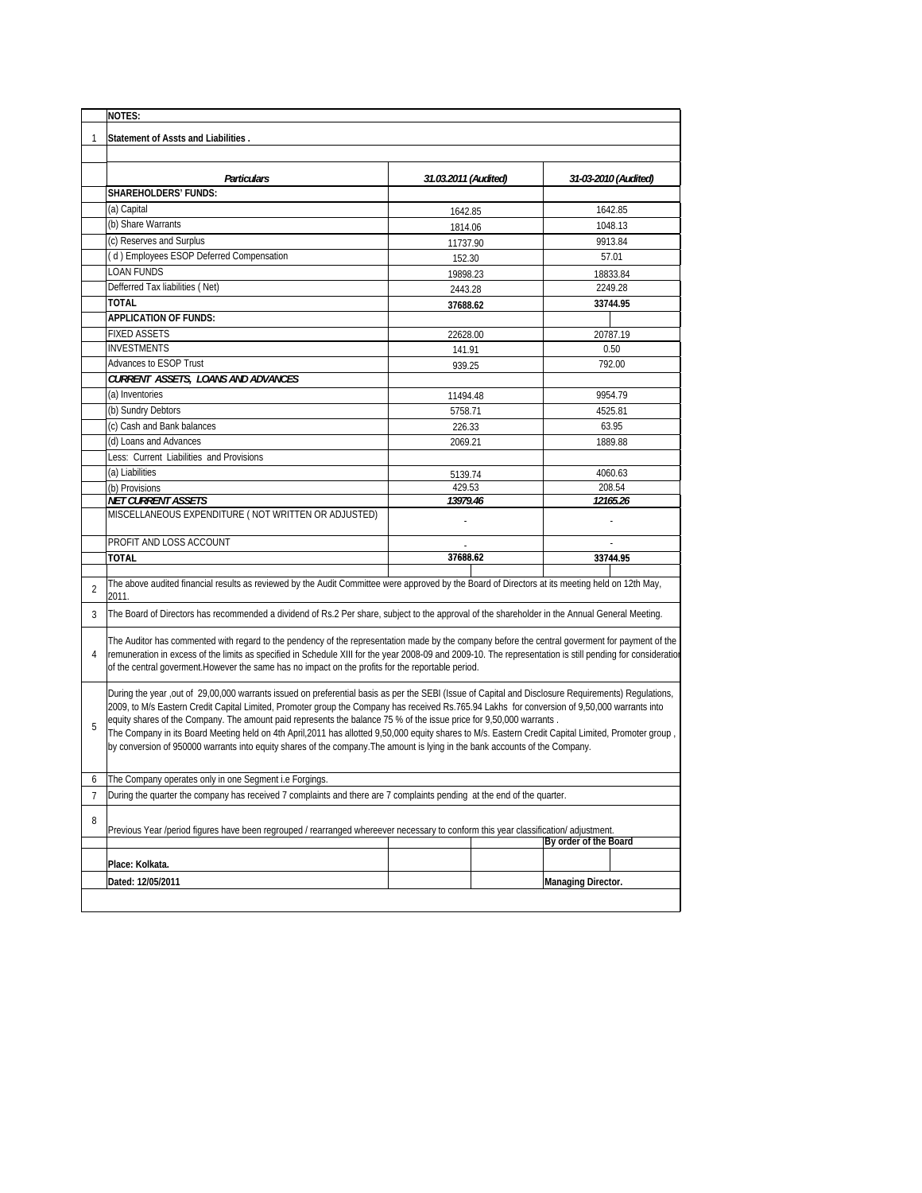**NOTES:**

1 **Statement of Assts and Liabilities .**

| Particulars | 31.03.2011 (Audited) | 31-03-2010 (Audited) |
|---|---|---|
| **SHAREHOLDERS' FUNDS:** | | |
| (a) Capital | 1642.85 | 1642.85 |
| (b) Share Warrants | 1814.06 | 1048.13 |
| (c) Reserves and Surplus | 11737.90 | 9913.84 |
| ( d ) Employees ESOP Deferred Compensation | 152.30 | 57.01 |
| LOAN FUNDS | 19898.23 | 18833.84 |
| Defferred Tax liabilities ( Net) | 2443.28 | 2249.28 |
| **TOTAL** | **37688.62** | **33744.95** |
| **APPLICATION OF FUNDS:** | | |
| FIXED ASSETS | 22628.00 | 20787.19 |
| INVESTMENTS | 141.91 | 0.50 |
| Advances to ESOP Trust | 939.25 | 792.00 |
| ***CURRENT ASSETS, LOANS AND ADVANCES*** | | |
| (a) Inventories | 11494.48 | 9954.79 |
| (b) Sundry Debtors | 5758.71 | 4525.81 |
| (c) Cash and Bank balances | 226.33 | 63.95 |
| (d) Loans and Advances | 2069.21 | 1889.88 |
| Less: Current Liabilities and Provisions | | |
| (a) Liabilities | 5139.74 | 4060.63 |
| (b) Provisions | 429.53 | 208.54 |
| ***NET CURRENT ASSETS*** | *13979.46* | *12165.26* |
| MISCELLANEOUS EXPENDITURE ( NOT WRITTEN OR ADJUSTED) | - | - |
| PROFIT AND LOSS ACCOUNT | - | - |
| **TOTAL** | **37688.62** | **33744.95** |

2 The above audited financial results as reviewed by the Audit Committee were approved by the Board of Directors at its meeting held on 12th May, 2011.

3 The Board of Directors has recommended a dividend of Rs.2 Per share, subject to the approval of the shareholder in the Annual General Meeting.

4 The Auditor has commented with regard to the pendency of the representation made by the company before the central goverment for payment of the remuneration in excess of the limits as specified in Schedule XIII for the year 2008-09 and 2009-10. The representation is still pending for consideration of the central goverment.However the same has no impact on the profits for the reportable period.

5 During the year ,out of 29,00,000 warrants issued on preferential basis as per the SEBI (Issue of Capital and Disclosure Requirements) Regulations, 2009, to M/s Eastern Credit Capital Limited, Promoter group the Company has received Rs.765.94 Lakhs for conversion of 9,50,000 warrants into equity shares of the Company. The amount paid represents the balance 75 % of the issue price for 9,50,000 warrants .
The Company in its Board Meeting held on 4th April,2011 has allotted 9,50,000 equity shares to M/s. Eastern Credit Capital Limited, Promoter group , by conversion of 950000 warrants into equity shares of the company.The amount is lying in the bank accounts of the Company.

6 The Company operates only in one Segment i.e Forgings.

7 During the quarter the company has received 7 complaints and there are 7 complaints pending at the end of the quarter.

8 Previous Year /period figures have been regrouped / rearranged whereever necessary to conform this year classification/ adjustment.

**By order of the Board**

**Place: Kolkata.**

**Dated: 12/05/2011**

**Managing Director.**